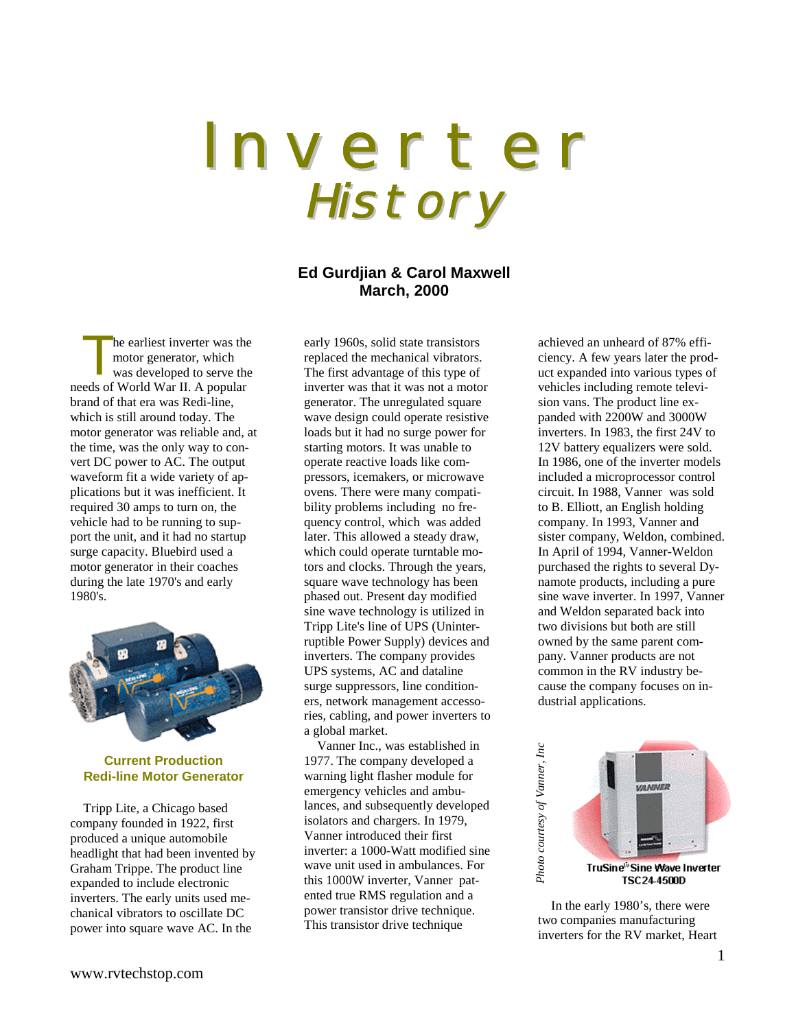# Inverter History

**Ed Gurdjian & Carol Maxwell**
**March, 2000**

The earliest inverter was the motor generator, which was developed to serve the needs of World War II. A popular brand of that era was Redi-line, which is still around today. The motor generator was reliable and, at the time, was the only way to convert DC power to AC. The output waveform fit a wide variety of applications but it was inefficient. It required 30 amps to turn on, the vehicle had to be running to support the unit, and it had no startup surge capacity. Bluebird used a motor generator in their coaches during the late 1970's and early 1980's.

**Current Production Redi-line Motor Generator**

Tripp Lite, a Chicago based company founded in 1922, first produced a unique automobile headlight that had been invented by Graham Trippe. The product line expanded to include electronic inverters. The early units used mechanical vibrators to oscillate DC power into square wave AC. In the early 1960s, solid state transistors replaced the mechanical vibrators. The first advantage of this type of inverter was that it was not a motor generator. The unregulated square wave design could operate resistive loads but it had no surge power for starting motors. It was unable to operate reactive loads like compressors, icemakers, or microwave ovens. There were many compatibility problems including no frequency control, which was added later. This allowed a steady draw, which could operate turntable motors and clocks. Through the years, square wave technology has been phased out. Present day modified sine wave technology is utilized in Tripp Lite's line of UPS (Uninterruptible Power Supply) devices and inverters. The company provides UPS systems, AC and dataline surge suppressors, line conditioners, network management accessories, cabling, and power inverters to a global market.

Vanner Inc., was established in 1977. The company developed a warning light flasher module for emergency vehicles and ambulances, and subsequently developed isolators and chargers. In 1979, Vanner introduced their first inverter: a 1000-Watt modified sine wave unit used in ambulances. For this 1000W inverter, Vanner patented true RMS regulation and a power transistor drive technique. This transistor drive technique achieved an unheard of 87% efficiency. A few years later the product expanded into various types of vehicles including remote television vans. The product line expanded with 2200W and 3000W inverters. In 1983, the first 24V to 12V battery equalizers were sold. In 1986, one of the inverter models included a microprocessor control circuit. In 1988, Vanner was sold to B. Elliott, an English holding company. In 1993, Vanner and sister company, Weldon, combined. In April of 1994, Vanner-Weldon purchased the rights to several Dynamote products, including a pure sine wave inverter. In 1997, Vanner and Weldon separated back into two divisions but both are still owned by the same parent company. Vanner products are not common in the RV industry because the company focuses on industrial applications.

*Photo courtesy of Vanner, Inc*

**TruSine® Sine Wave Inverter TSC24-4500D**

In the early 1980's, there were two companies manufacturing inverters for the RV market, Heart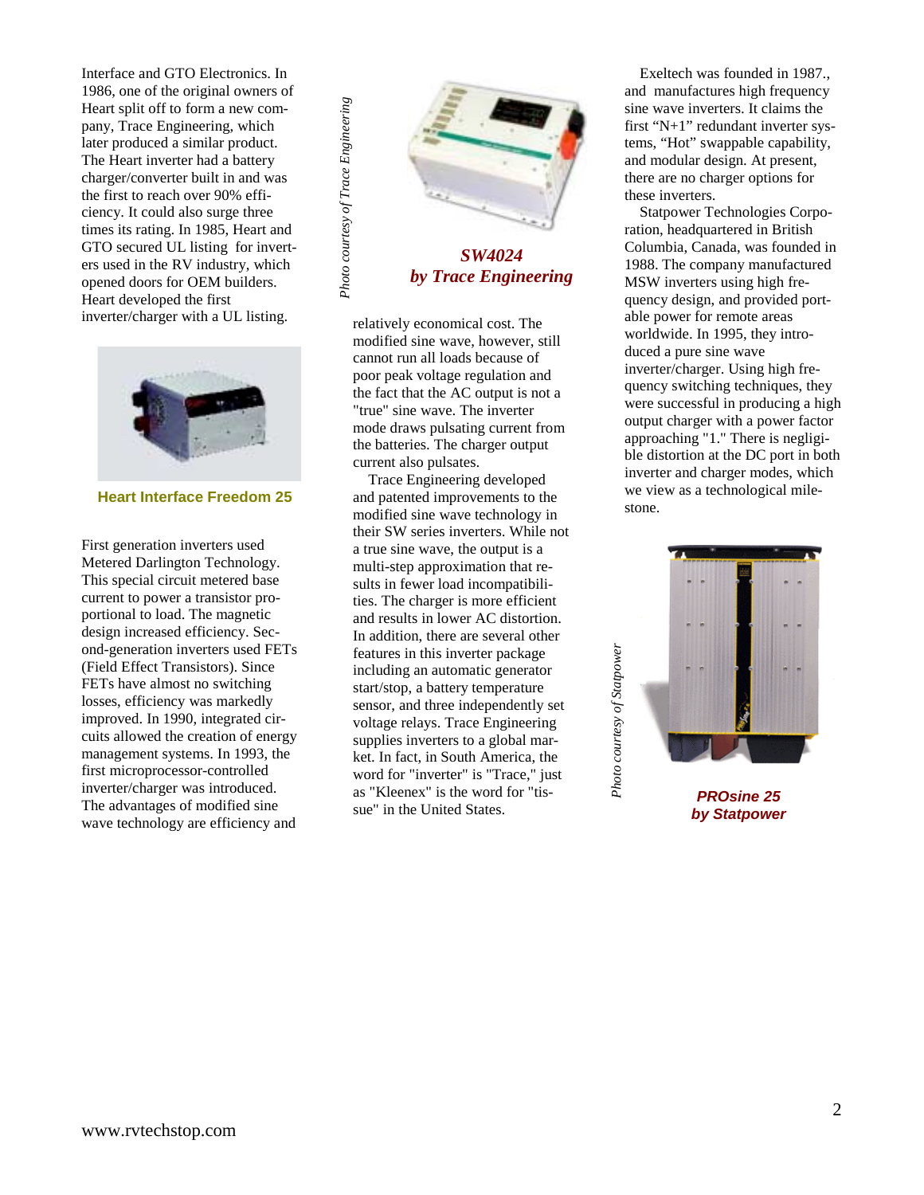Interface and GTO Electronics. In 1986, one of the original owners of Heart split off to form a new company, Trace Engineering, which later produced a similar product. The Heart inverter had a battery charger/converter built in and was the first to reach over 90% efficiency. It could also surge three times its rating. In 1985, Heart and GTO secured UL listing for inverters used in the RV industry, which opened doors for OEM builders. Heart developed the first inverter/charger with a UL listing.

**Heart Interface Freedom 25**

First generation inverters used Metered Darlington Technology. This special circuit metered base current to power a transistor proportional to load. The magnetic design increased efficiency. Second-generation inverters used FETs (Field Effect Transistors). Since FETs have almost no switching losses, efficiency was markedly improved. In 1990, integrated circuits allowed the creation of energy management systems. In 1993, the first microprocessor-controlled inverter/charger was introduced. The advantages of modified sine wave technology are efficiency and relatively economical cost. The modified sine wave, however, still cannot run all loads because of poor peak voltage regulation and the fact that the AC output is not a "true" sine wave. The inverter mode draws pulsating current from the batteries. The charger output current also pulsates.

*Photo courtesy of Trace Engineering*

***SW4024***
***by Trace Engineering***

Trace Engineering developed and patented improvements to the modified sine wave technology in their SW series inverters. While not a true sine wave, the output is a multi-step approximation that results in fewer load incompatibilities. The charger is more efficient and results in lower AC distortion. In addition, there are several other features in this inverter package including an automatic generator start/stop, a battery temperature sensor, and three independently set voltage relays. Trace Engineering supplies inverters to a global market. In fact, in South America, the word for "inverter" is "Trace," just as "Kleenex" is the word for "tissue" in the United States.

Exeltech was founded in 1987., and manufactures high frequency sine wave inverters. It claims the first "N+1" redundant inverter systems, "Hot" swappable capability, and modular design. At present, there are no charger options for these inverters.

Statpower Technologies Corporation, headquartered in British Columbia, Canada, was founded in 1988. The company manufactured MSW inverters using high frequency design, and provided portable power for remote areas worldwide. In 1995, they introduced a pure sine wave inverter/charger. Using high frequency switching techniques, they were successful in producing a high output charger with a power factor approaching "1." There is negligible distortion at the DC port in both inverter and charger modes, which we view as a technological milestone.

*Photo courtesy of Statpower*

***PROsine 25***
***by Statpower***

www.rvtechstop.com